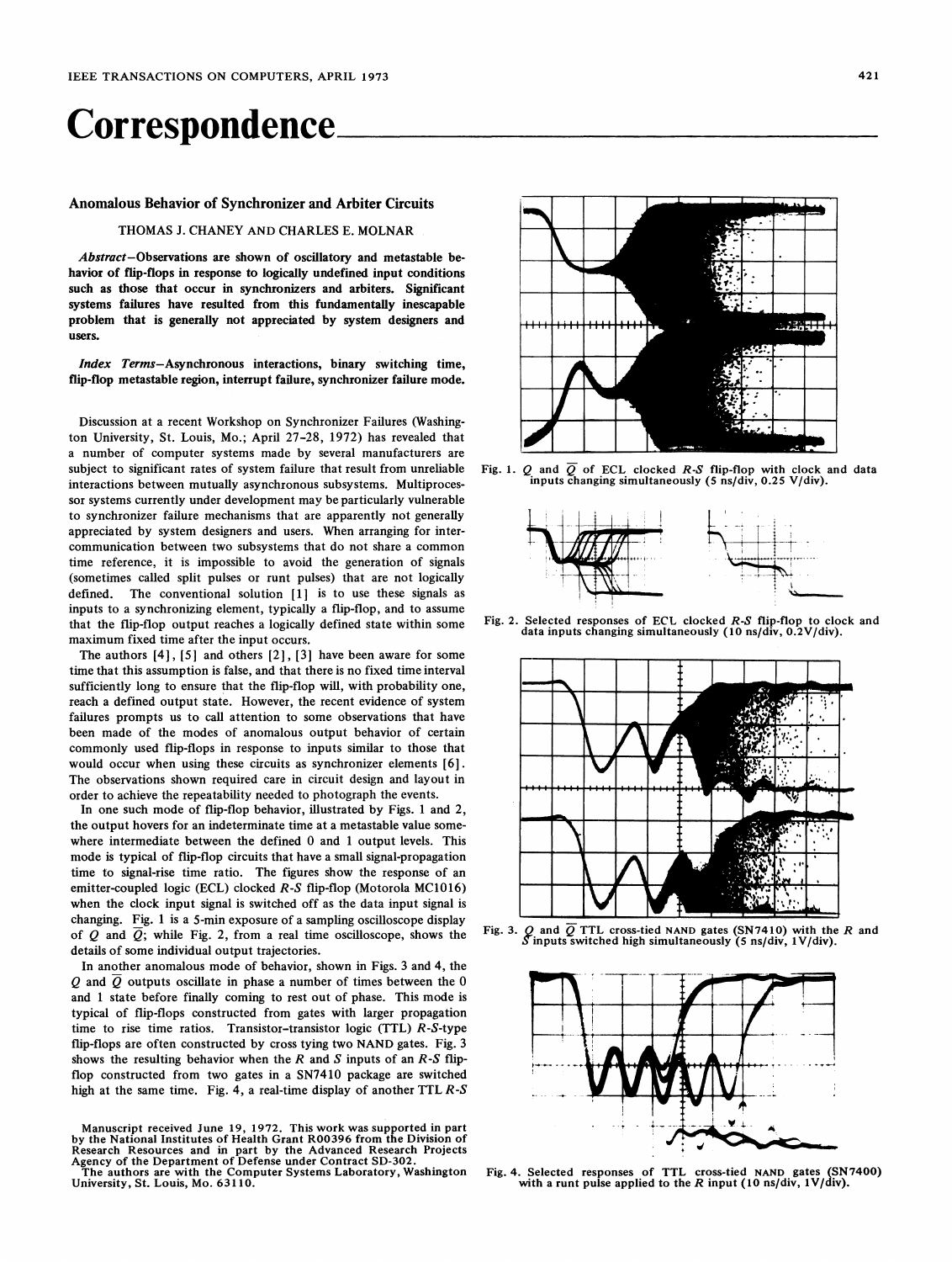# Correspondence

## Anomalous Behavior of Synchronizer and Arbiter Circuits

THOMAS J. CHANEY AND CHARLES E. MOLNAR

*Abstract*—Observations are shown of oscillatory and metastable behavior of flip-flops in response to logically undefined input conditions such as those that occur in synchronizers and arbiters. Significant systems failures have resulted from this fundamentally inescapable problem that is generally not appreciated by system designers and users.

*Index Terms*—Asynchronous interactions, binary switching time, flip-flop metastable region, interrupt failure, synchronizer failure mode.

Discussion at a recent Workshop on Synchronizer Failures (Washington University, St. Louis, Mo.; April 27–28, 1972) has revealed that a number of computer systems made by several manufacturers are subject to significant rates of system failure that result from unreliable interactions between mutually asynchronous subsystems. Multiprocessor systems currently under development may be particularly vulnerable to synchronizer failure mechanisms that are apparently not generally appreciated by system designers and users. When arranging for intercommunication between two subsystems that do not share a common time reference, it is impossible to avoid the generation of signals (sometimes called split pulses or runt pulses) that are not logically defined. The conventional solution [1] is to use these signals as inputs to a synchronizing element, typically a flip-flop, and to assume that the flip-flop output reaches a logically defined state within some maximum fixed time after the input occurs.

The authors [4], [5] and others [2], [3] have been aware for some time that this assumption is false, and that there is no fixed time interval sufficiently long to ensure that the flip-flop will, with probability one, reach a defined output state. However, the recent evidence of system failures prompts us to call attention to some observations that have been made of the modes of anomalous output behavior of certain commonly used flip-flops in response to inputs similar to those that would occur when using these circuits as synchronizer elements [6]. The observations shown required care in circuit design and layout in order to achieve the repeatability needed to photograph the events.

In one such mode of flip-flop behavior, illustrated by Figs. 1 and 2, the output hovers for an indeterminate time at a metastable value somewhere intermediate between the defined 0 and 1 output levels. This mode is typical of flip-flop circuits that have a small signal-propagation time to signal-rise time ratio. The figures show the response of an emitter-coupled logic (ECL) clocked *R-S* flip-flop (Motorola MC1016) when the clock input signal is switched off as the data input signal is changing. Fig. 1 is a 5-min exposure of a sampling oscilloscope display of $Q$ and $\overline{Q}$; while Fig. 2, from a real time oscilloscope, shows the details of some individual output trajectories.

In another anomalous mode of behavior, shown in Figs. 3 and 4, the $Q$ and $\overline{Q}$ outputs oscillate in phase a number of times between the 0 and 1 state before finally coming to rest out of phase. This mode is typical of flip-flops constructed from gates with larger propagation time to rise time ratios. Transistor–transistor logic (TTL) *R-S*-type flip-flops are often constructed by cross tying two NAND gates. Fig. 3 shows the resulting behavior when the *R* and *S* inputs of an *R-S* flip-flop constructed from two gates in a SN7410 package are switched high at the same time. Fig. 4, a real-time display of another TTL *R-S*

Manuscript received June 19, 1972. This work was supported in part by the National Institutes of Health Grant R00396 from the Division of Research Resources and in part by the Advanced Research Projects Agency of the Department of Defense under Contract SD-302.

The authors are with the Computer Systems Laboratory, Washington University, St. Louis, Mo. 63110.

Fig. 1. $Q$ and $\overline{Q}$ of ECL clocked *R-S* flip-flop with clock and data inputs changing simultaneously (5 ns/div, 0.25 V/div).

Fig. 2. Selected responses of ECL clocked *R-S* flip-flop to clock and data inputs changing simultaneously (10 ns/div, 0.2V/div).

Fig. 3. $Q$ and $\overline{Q}$ TTL cross-tied NAND gates (SN7410) with the *R* and *S* inputs switched high simultaneously (5 ns/div, 1V/div).

Fig. 4. Selected responses of TTL cross-tied NAND gates (SN7400) with a runt pulse applied to the *R* input (10 ns/div, 1V/div).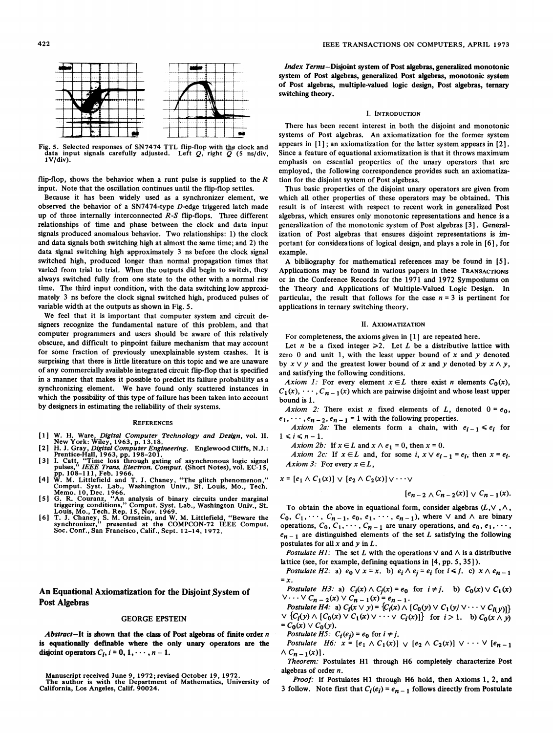Fig. 5. Selected responses of SN7474 TTL flip-flop with the clock and data input signals carefully adjusted. Left $Q$, right $\bar{Q}$ (5 ns/div, 1V/div).

flip-flop, shows the behavior when a runt pulse is supplied to the $R$ input. Note that the oscillation continues until the flip-flop settles.

Because it has been widely used as a synchronizer element, we observed the behavior of a SN7474-type $D$-edge triggered latch made up of three internally interconnected $R$-$S$ flip-flops. Three different relationships of time and phase between the clock and data input signals produced anomalous behavior. Two relationships: 1) the clock and data signals both switching high at almost the same time; and 2) the data signal switching high approximately 3 ns before the clock signal switched high, produced longer than normal propagation times that varied from trial to trial. When the outputs did begin to switch, they always switched fully from one state to the other with a normal rise time. The third input condition, with the data switching low approximately 3 ns before the clock signal switched high, produced pulses of variable width at the outputs as shown in Fig. 5.

We feel that it is important that computer system and circuit designers recognize the fundamental nature of this problem, and that computer programmers and users should be aware of this relatively obscure, and difficult to pinpoint failure mechanism that may account for some fraction of previously unexplainable system crashes. It is surprising that there is little literature on this topic and we are unaware of any commercially available integrated circuit flip-flop that is specified in a manner that makes it possible to predict its failure probability as a synchronizing element. We have found only scattered instances in which the possibility of this type of failure has been taken into account by designers in estimating the reliability of their systems.

## References

[1] W. H. Ware, *Digital Computer Technology and Design*, vol. II. New York: Wiley, 1963, p. 13.18.

[2] H. J. Gray, *Digital Computer Engineering*. Englewood Cliffs, N.J.: Prentice-Hall, 1963, pp. 198–201.

[3] I. Catt, "Time loss through gating of asynchronous logic signal pulses," *IEEE Trans. Electron. Comput.* (Short Notes), vol. EC-15, pp. 108–111, Feb. 1966.

[4] W. M. Littlefield and T. J. Chaney, "The glitch phenomenon," Comput. Syst. Lab., Washington Univ., St. Louis, Mo., Tech. Memo. 10, Dec. 1966.

[5] G. R. Couranz, "An analysis of binary circuits under marginal triggering conditions," Comput. Syst. Lab., Washington Univ., St. Louis, Mo., Tech. Rep. 15, Nov. 1969.

[6] T. J. Chaney, S. M. Ornstein, and W. M. Littlefield, "Beware the synchronizer," presented at the COMPCON-72 IEEE Comput. Soc. Conf., San Francisco, Calif., Sept. 12–14, 1972.

# An Equational Axiomatization for the Disjoint System of Post Algebras

GEORGE EPSTEIN

*Abstract*—It is shown that the class of Post algebras of finite order $n$ is equationally definable where the only unary operators are the disjoint operators $C_i$, $i = 0, 1, \cdots, n-1$.

Manuscript received June 9, 1972; revised October 19, 1972.
The author is with the Department of Mathematics, University of California, Los Angeles, Calif. 90024.

*Index Terms*—Disjoint system of Post algebras, generalized monotonic system of Post algebras, generalized Post algebras, monotonic system of Post algebras, multiple-valued logic design, Post algebras, ternary switching theory.

## I. Introduction

There has been recent interest in both the disjoint and monotonic systems of Post algebras. An axiomatization for the former system appears in [1]; an axiomatization for the latter system appears in [2]. Since a feature of equational axiomatization is that it throws maximum emphasis on essential properties of the unary operators that are employed, the following correspondence provides such an axiomatization for the disjoint system of Post algebras.

Thus basic properties of the disjoint unary operators are given from which all other properties of these operators may be obtained. This result is of interest with respect to recent work in generalized Post algebras, which ensures only monotonic representations and hence is a generalization of the monotonic system of Post algebras [3]. Generalization of Post algebras that ensures disjoint representations is important for considerations of logical design, and plays a role in [6], for example.

A bibliography for mathematical references may be found in [5]. Applications may be found in various papers in these TRANSACTIONS or in the Conference Records for the 1971 and 1972 Symposiums on the Theory and Applications of Multiple-Valued Logic Design. In particular, the result that follows for the case $n = 3$ is pertinent for applications in ternary switching theory.

## II. Axiomatization

For completeness, the axioms given in [1] are repeated here.

Let $n$ be a fixed integer $\geqslant 2$. Let $L$ be a distributive lattice with zero 0 and unit 1, with the least upper bound of $x$ and $y$ denoted by $x \vee y$ and the greatest lower bound of $x$ and $y$ denoted by $x \wedge y$, and satisfying the following conditions.

*Axiom 1:* For every element $x \in L$ there exist $n$ elements $C_0(x)$, $C_1(x), \cdots, C_{n-1}(x)$ which are pairwise disjoint and whose least upper bound is 1.

*Axiom 2:* There exist $n$ fixed elements of $L$, denoted $0 = e_0$, $e_1, \cdots, e_{n-2}, e_{n-1} = 1$ with the following properties.

*Axiom 2a:* The elements form a chain, with $e_{i-1} \leqslant e_i$ for $1 \leqslant i \leqslant n-1$.

*Axiom 2b:* If $x \in L$ and $x \wedge e_1 = 0$, then $x = 0$.

*Axiom 2c:* If $x \in L$ and, for some $i$, $x \vee e_{i-1} = e_i$, then $x = e_i$.

*Axiom 3:* For every $x \in L$,

$$x = [e_1 \wedge C_1(x)] \vee [e_2 \wedge C_2(x)] \vee \cdots \vee [e_{n-2} \wedge C_{n-2}(x)] \vee C_{n-1}(x).$$

To obtain the above in equational form, consider algebras $(L, \vee, \wedge, C_0, C_1, \cdots, C_{n-1}, e_0, e_1, \cdots, e_{n-1})$, where $\vee$ and $\wedge$ are binary operations, $C_0, C_1, \cdots, C_{n-1}$ are unary operations, and $e_0, e_1, \cdots, e_{n-1}$ are distinguished elements of the set $L$ satisfying the following postulates for all $x$ and $y$ in $L$.

*Postulate H1:* The set $L$ with the operations $\vee$ and $\wedge$ is a distributive lattice (see, for example, defining equations in [4, pp. 5, 35]).

*Postulate H2:* a) $e_0 \vee x = x$. b) $e_i \wedge e_j = e_i$ for $i \leqslant j$. c) $x \wedge e_{n-1} = x$.

*Postulate H3:* a) $C_i(x) \wedge C_j(x) = e_0$ for $i \neq j$. b) $C_0(x) \vee C_1(x) \vee \cdots \vee C_{n-2}(x) \vee C_{n-1}(x) = e_{n-1}$.

*Postulate H4:* a) $C_i(x \vee y) = \{C_i(x) \wedge [C_0(y) \vee C_1(y) \vee \cdots \vee C_i(y)]\} \vee \{C_i(y) \wedge [C_0(x) \vee C_1(x) \vee \cdots \vee C_i(x)]\}$ for $i > 1$. b) $C_0(x \wedge y) = C_0(x) \vee C_0(y)$.

*Postulate H5:* $C_i(e_j) = e_0$ for $i \neq j$.

*Postulate H6:* $x = [e_1 \wedge C_1(x)] \vee [e_2 \wedge C_2(x)] \vee \cdots \vee [e_{n-1} \wedge C_{n-1}(x)]$.

*Theorem:* Postulates H1 through H6 completely characterize Post algebras of order $n$.

*Proof:* If Postulates H1 through H6 hold, then Axioms 1, 2, and 3 follow. Note first that $C_i(e_i) = e_{n-1}$ follows directly from Postulate